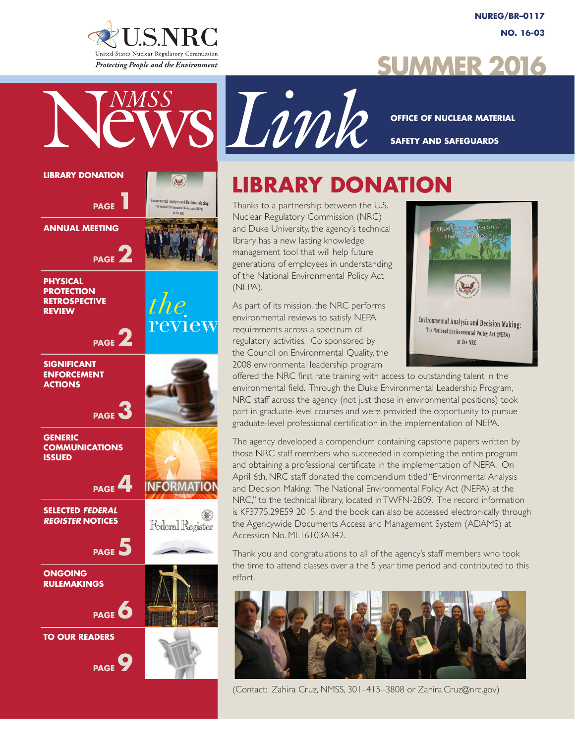NUREG/BR–0117
NO. 16-03

U.S.NRC
United States Nuclear Regulatory Commission
*Protecting People and the Environment*

# SUMMER 2016

# NMSS News Link

**OFFICE OF NUCLEAR MATERIAL SAFETY AND SAFEGUARDS**

**LIBRARY DONATION** PAGE 1

**ANNUAL MEETING** PAGE 2

**PHYSICAL PROTECTION RETROSPECTIVE REVIEW** PAGE 2

**SIGNIFICANT ENFORCEMENT ACTIONS** PAGE 3

**GENERIC COMMUNICATIONS ISSUED** PAGE 4

**SELECTED *FEDERAL REGISTER* NOTICES** PAGE 5

**ONGOING RULEMAKINGS** PAGE 6

**TO OUR READERS** PAGE 9

## LIBRARY DONATION

Thanks to a partnership between the U.S. Nuclear Regulatory Commission (NRC) and Duke University, the agency's technical library has a new lasting knowledge management tool that will help future generations of employees in understanding of the National Environmental Policy Act (NEPA).

As part of its mission, the NRC performs environmental reviews to satisfy NEPA requirements across a spectrum of regulatory activities. Co sponsored by the Council on Environmental Quality, the 2008 environmental leadership program offered the NRC first rate training with access to outstanding talent in the environmental field. Through the Duke Environmental Leadership Program, NRC staff across the agency (not just those in environmental positions) took part in graduate-level courses and were provided the opportunity to pursue graduate-level professional certification in the implementation of NEPA.

The agency developed a compendium containing capstone papers written by those NRC staff members who succeeded in completing the entire program and obtaining a professional certificate in the implementation of NEPA. On April 6th, NRC staff donated the compendium titled "Environmental Analysis and Decision Making: The National Environmental Policy Act (NEPA) at the NRC," to the technical library, located in TWFN-2B09. The record information is KF3775.29E59 2015, and the book can also be accessed electronically through the Agencywide Documents Access and Management System (ADAMS) at Accession No. ML16103A342.

Thank you and congratulations to all of the agency's staff members who took the time to attend classes over a the 5 year time period and contributed to this effort.

(Contact: Zahira Cruz, NMSS, 301–415–3808 or Zahira.Cruz@nrc.gov)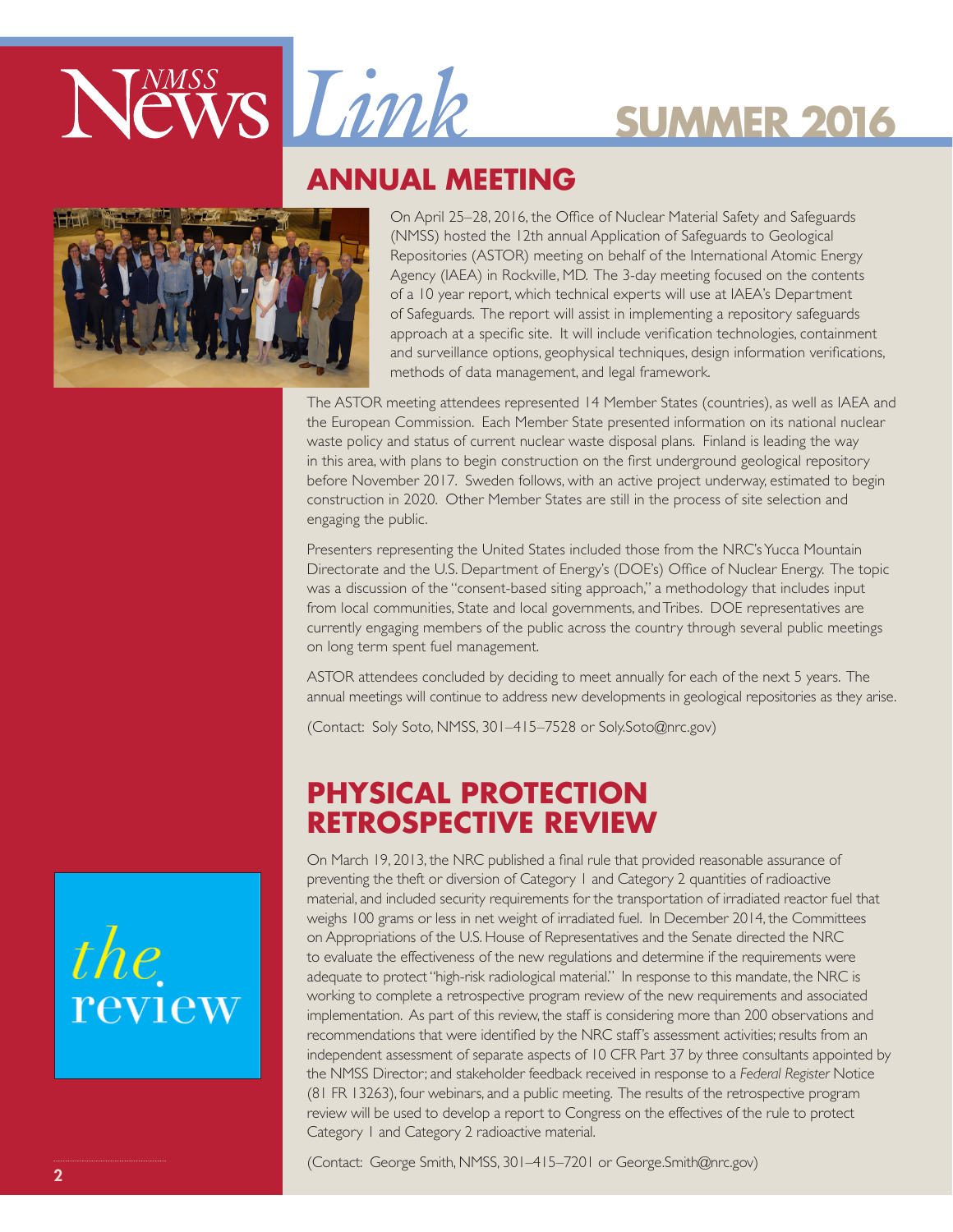# NMSS News Link

## SUMMER 2016

## ANNUAL MEETING

On April 25–28, 2016, the Office of Nuclear Material Safety and Safeguards (NMSS) hosted the 12th annual Application of Safeguards to Geological Repositories (ASTOR) meeting on behalf of the International Atomic Energy Agency (IAEA) in Rockville, MD. The 3-day meeting focused on the contents of a 10 year report, which technical experts will use at IAEA's Department of Safeguards. The report will assist in implementing a repository safeguards approach at a specific site. It will include verification technologies, containment and surveillance options, geophysical techniques, design information verifications, methods of data management, and legal framework.

The ASTOR meeting attendees represented 14 Member States (countries), as well as IAEA and the European Commission. Each Member State presented information on its national nuclear waste policy and status of current nuclear waste disposal plans. Finland is leading the way in this area, with plans to begin construction on the first underground geological repository before November 2017. Sweden follows, with an active project underway, estimated to begin construction in 2020. Other Member States are still in the process of site selection and engaging the public.

Presenters representing the United States included those from the NRC's Yucca Mountain Directorate and the U.S. Department of Energy's (DOE's) Office of Nuclear Energy. The topic was a discussion of the "consent-based siting approach," a methodology that includes input from local communities, State and local governments, and Tribes. DOE representatives are currently engaging members of the public across the country through several public meetings on long term spent fuel management.

ASTOR attendees concluded by deciding to meet annually for each of the next 5 years. The annual meetings will continue to address new developments in geological repositories as they arise.

(Contact: Soly Soto, NMSS, 301–415–7528 or Soly.Soto@nrc.gov)

## PHYSICAL PROTECTION RETROSPECTIVE REVIEW

On March 19, 2013, the NRC published a final rule that provided reasonable assurance of preventing the theft or diversion of Category 1 and Category 2 quantities of radioactive material, and included security requirements for the transportation of irradiated reactor fuel that weighs 100 grams or less in net weight of irradiated fuel. In December 2014, the Committees on Appropriations of the U.S. House of Representatives and the Senate directed the NRC to evaluate the effectiveness of the new regulations and determine if the requirements were adequate to protect "high-risk radiological material." In response to this mandate, the NRC is working to complete a retrospective program review of the new requirements and associated implementation. As part of this review, the staff is considering more than 200 observations and recommendations that were identified by the NRC staff's assessment activities; results from an independent assessment of separate aspects of 10 CFR Part 37 by three consultants appointed by the NMSS Director; and stakeholder feedback received in response to a *Federal Register* Notice (81 FR 13263), four webinars, and a public meeting. The results of the retrospective program review will be used to develop a report to Congress on the effectives of the rule to protect Category 1 and Category 2 radioactive material.

(Contact: George Smith, NMSS, 301–415–7201 or George.Smith@nrc.gov)

*the* review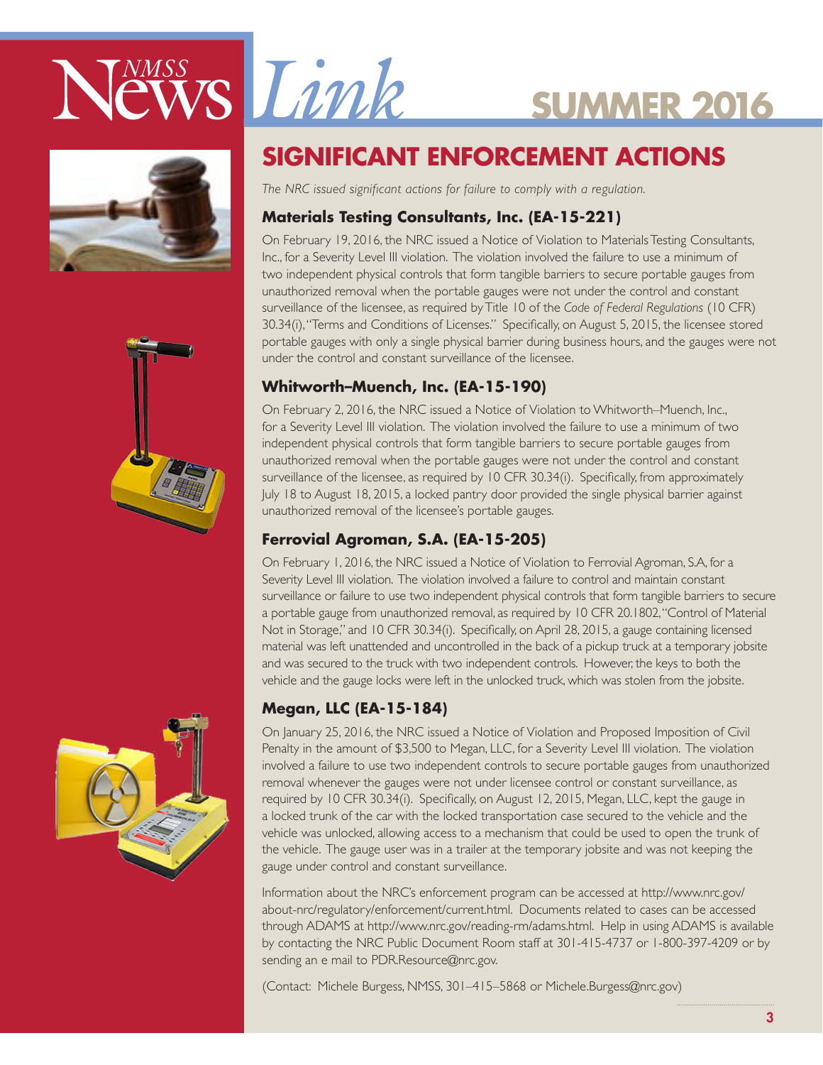# SIGNIFICANT ENFORCEMENT ACTIONS

*The NRC issued significant actions for failure to comply with a regulation.*

### Materials Testing Consultants, Inc. (EA-15-221)

On February 19, 2016, the NRC issued a Notice of Violation to Materials Testing Consultants, Inc., for a Severity Level III violation. The violation involved the failure to use a minimum of two independent physical controls that form tangible barriers to secure portable gauges from unauthorized removal when the portable gauges were not under the control and constant surveillance of the licensee, as required by Title 10 of the *Code of Federal Regulations* (10 CFR) 30.34(i), "Terms and Conditions of Licenses." Specifically, on August 5, 2015, the licensee stored portable gauges with only a single physical barrier during business hours, and the gauges were not under the control and constant surveillance of the licensee.

### Whitworth–Muench, Inc. (EA-15-190)

On February 2, 2016, the NRC issued a Notice of Violation to Whitworth–Muench, Inc., for a Severity Level III violation. The violation involved the failure to use a minimum of two independent physical controls that form tangible barriers to secure portable gauges from unauthorized removal when the portable gauges were not under the control and constant surveillance of the licensee, as required by 10 CFR 30.34(i). Specifically, from approximately July 18 to August 18, 2015, a locked pantry door provided the single physical barrier against unauthorized removal of the licensee's portable gauges.

### Ferrovial Agroman, S.A. (EA-15-205)

On February 1, 2016, the NRC issued a Notice of Violation to Ferrovial Agroman, S.A, for a Severity Level III violation. The violation involved a failure to control and maintain constant surveillance or failure to use two independent physical controls that form tangible barriers to secure a portable gauge from unauthorized removal, as required by 10 CFR 20.1802, "Control of Material Not in Storage," and 10 CFR 30.34(i). Specifically, on April 28, 2015, a gauge containing licensed material was left unattended and uncontrolled in the back of a pickup truck at a temporary jobsite and was secured to the truck with two independent controls. However, the keys to both the vehicle and the gauge locks were left in the unlocked truck, which was stolen from the jobsite.

### Megan, LLC (EA-15-184)

On January 25, 2016, the NRC issued a Notice of Violation and Proposed Imposition of Civil Penalty in the amount of $3,500 to Megan, LLC, for a Severity Level III violation. The violation involved a failure to use two independent controls to secure portable gauges from unauthorized removal whenever the gauges were not under licensee control or constant surveillance, as required by 10 CFR 30.34(i). Specifically, on August 12, 2015, Megan, LLC, kept the gauge in a locked trunk of the car with the locked transportation case secured to the vehicle and the vehicle was unlocked, allowing access to a mechanism that could be used to open the trunk of the vehicle. The gauge user was in a trailer at the temporary jobsite and was not keeping the gauge under control and constant surveillance.

Information about the NRC's enforcement program can be accessed at http://www.nrc.gov/about-nrc/regulatory/enforcement/current.html. Documents related to cases can be accessed through ADAMS at http://www.nrc.gov/reading-rm/adams.html. Help in using ADAMS is available by contacting the NRC Public Document Room staff at 301-415-4737 or 1-800-397-4209 or by sending an e mail to PDR.Resource@nrc.gov.

(Contact: Michele Burgess, NMSS, 301–415–5868 or Michele.Burgess@nrc.gov)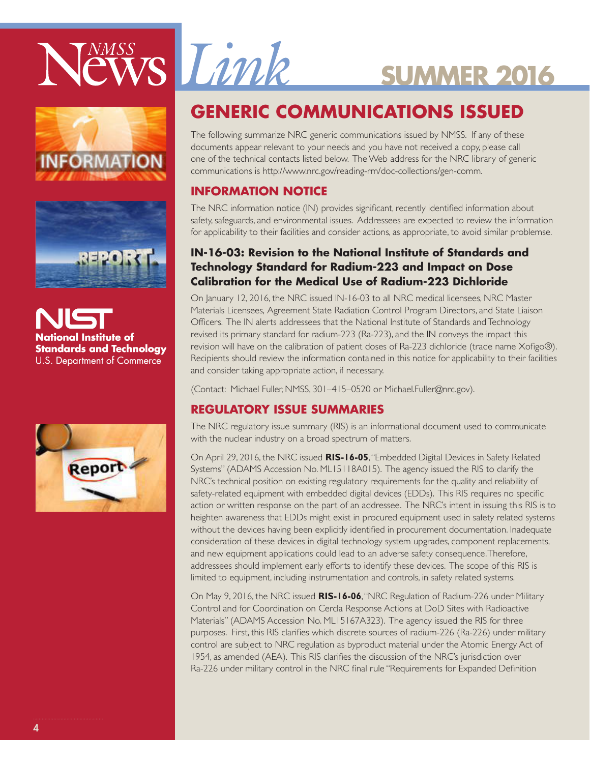# GENERIC COMMUNICATIONS ISSUED

The following summarize NRC generic communications issued by NMSS. If any of these documents appear relevant to your needs and you have not received a copy, please call one of the technical contacts listed below. The Web address for the NRC library of generic communications is http://www.nrc.gov/reading-rm/doc-collections/gen-comm.

## INFORMATION NOTICE

The NRC information notice (IN) provides significant, recently identified information about safety, safeguards, and environmental issues. Addressees are expected to review the information for applicability to their facilities and consider actions, as appropriate, to avoid similar problemse.

### IN-16-03: Revision to the National Institute of Standards and Technology Standard for Radium-223 and Impact on Dose Calibration for the Medical Use of Radium-223 Dichloride

On January 12, 2016, the NRC issued IN-16-03 to all NRC medical licensees, NRC Master Materials Licensees, Agreement State Radiation Control Program Directors, and State Liaison Officers. The IN alerts addressees that the National Institute of Standards and Technology revised its primary standard for radium-223 (Ra-223), and the IN conveys the impact this revision will have on the calibration of patient doses of Ra-223 dichloride (trade name Xofigo®). Recipients should review the information contained in this notice for applicability to their facilities and consider taking appropriate action, if necessary.

(Contact: Michael Fuller, NMSS, 301–415–0520 or Michael.Fuller@nrc.gov).

## REGULATORY ISSUE SUMMARIES

The NRC regulatory issue summary (RIS) is an informational document used to communicate with the nuclear industry on a broad spectrum of matters.

On April 29, 2016, the NRC issued **RIS-16-05**, "Embedded Digital Devices in Safety Related Systems" (ADAMS Accession No. ML15118A015). The agency issued the RIS to clarify the NRC's technical position on existing regulatory requirements for the quality and reliability of safety-related equipment with embedded digital devices (EDDs). This RIS requires no specific action or written response on the part of an addressee. The NRC's intent in issuing this RIS is to heighten awareness that EDDs might exist in procured equipment used in safety related systems without the devices having been explicitly identified in procurement documentation. Inadequate consideration of these devices in digital technology system upgrades, component replacements, and new equipment applications could lead to an adverse safety consequence. Therefore, addressees should implement early efforts to identify these devices. The scope of this RIS is limited to equipment, including instrumentation and controls, in safety related systems.

On May 9, 2016, the NRC issued **RIS-16-06**, "NRC Regulation of Radium-226 under Military Control and for Coordination on Cercla Response Actions at DoD Sites with Radioactive Materials" (ADAMS Accession No. ML15167A323). The agency issued the RIS for three purposes. First, this RIS clarifies which discrete sources of radium-226 (Ra-226) under military control are subject to NRC regulation as byproduct material under the Atomic Energy Act of 1954, as amended (AEA). This RIS clarifies the discussion of the NRC's jurisdiction over Ra-226 under military control in the NRC final rule "Requirements for Expanded Definition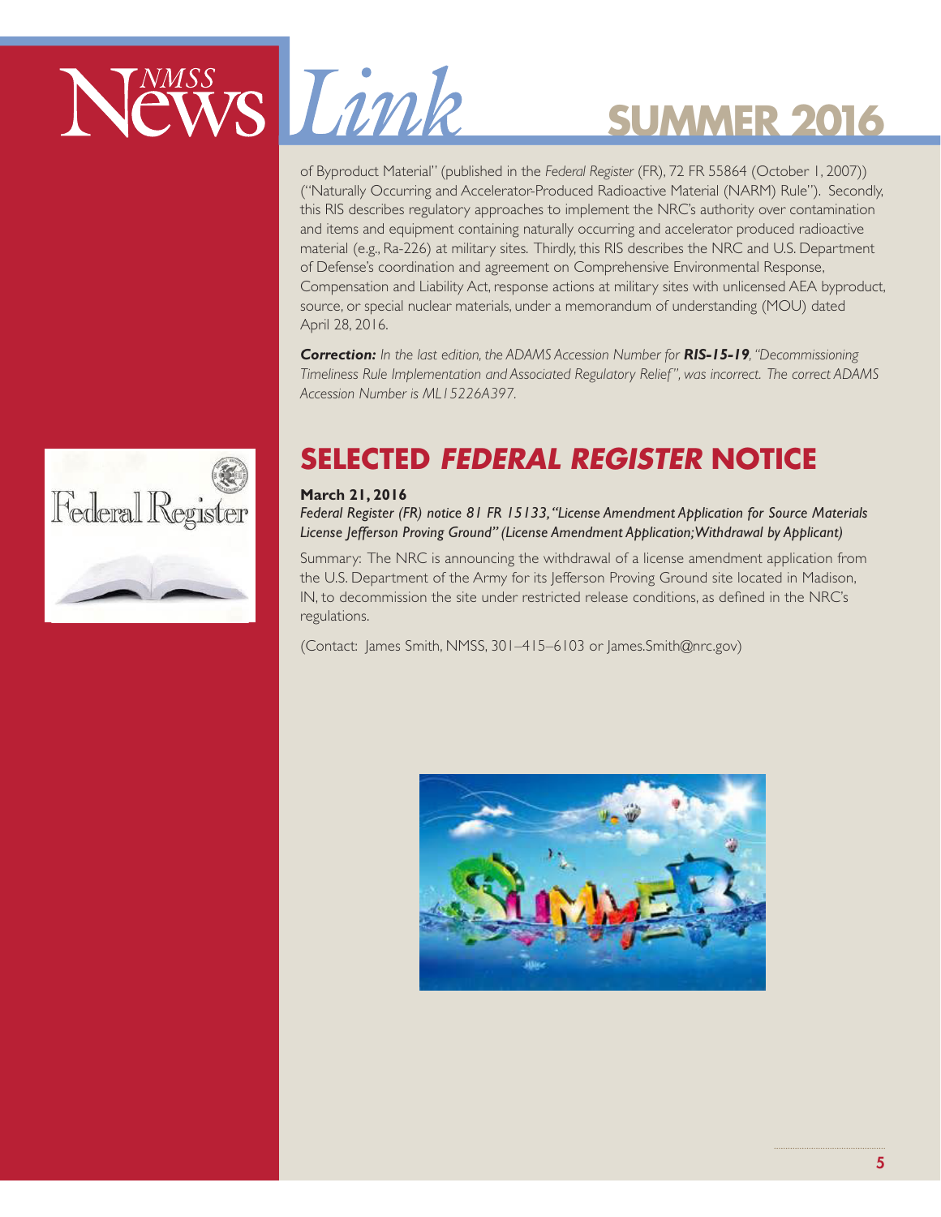of Byproduct Material" (published in the *Federal Register* (FR), 72 FR 55864 (October 1, 2007)) ("Naturally Occurring and Accelerator-Produced Radioactive Material (NARM) Rule"). Secondly, this RIS describes regulatory approaches to implement the NRC's authority over contamination and items and equipment containing naturally occurring and accelerator produced radioactive material (e.g., Ra-226) at military sites. Thirdly, this RIS describes the NRC and U.S. Department of Defense's coordination and agreement on Comprehensive Environmental Response, Compensation and Liability Act, response actions at military sites with unlicensed AEA byproduct, source, or special nuclear materials, under a memorandum of understanding (MOU) dated April 28, 2016.

***Correction:*** *In the last edition, the ADAMS Accession Number for* ***RIS-15-19****, "Decommissioning Timeliness Rule Implementation and Associated Regulatory Relief", was incorrect. The correct ADAMS Accession Number is ML15226A397.*

## SELECTED *FEDERAL REGISTER* NOTICE

**March 21, 2016**

*Federal Register (FR) notice 81 FR 15133, "License Amendment Application for Source Materials License Jefferson Proving Ground" (License Amendment Application; Withdrawal by Applicant)*

Summary: The NRC is announcing the withdrawal of a license amendment application from the U.S. Department of the Army for its Jefferson Proving Ground site located in Madison, IN, to decommission the site under restricted release conditions, as defined in the NRC's regulations.

(Contact: James Smith, NMSS, 301–415–6103 or James.Smith@nrc.gov)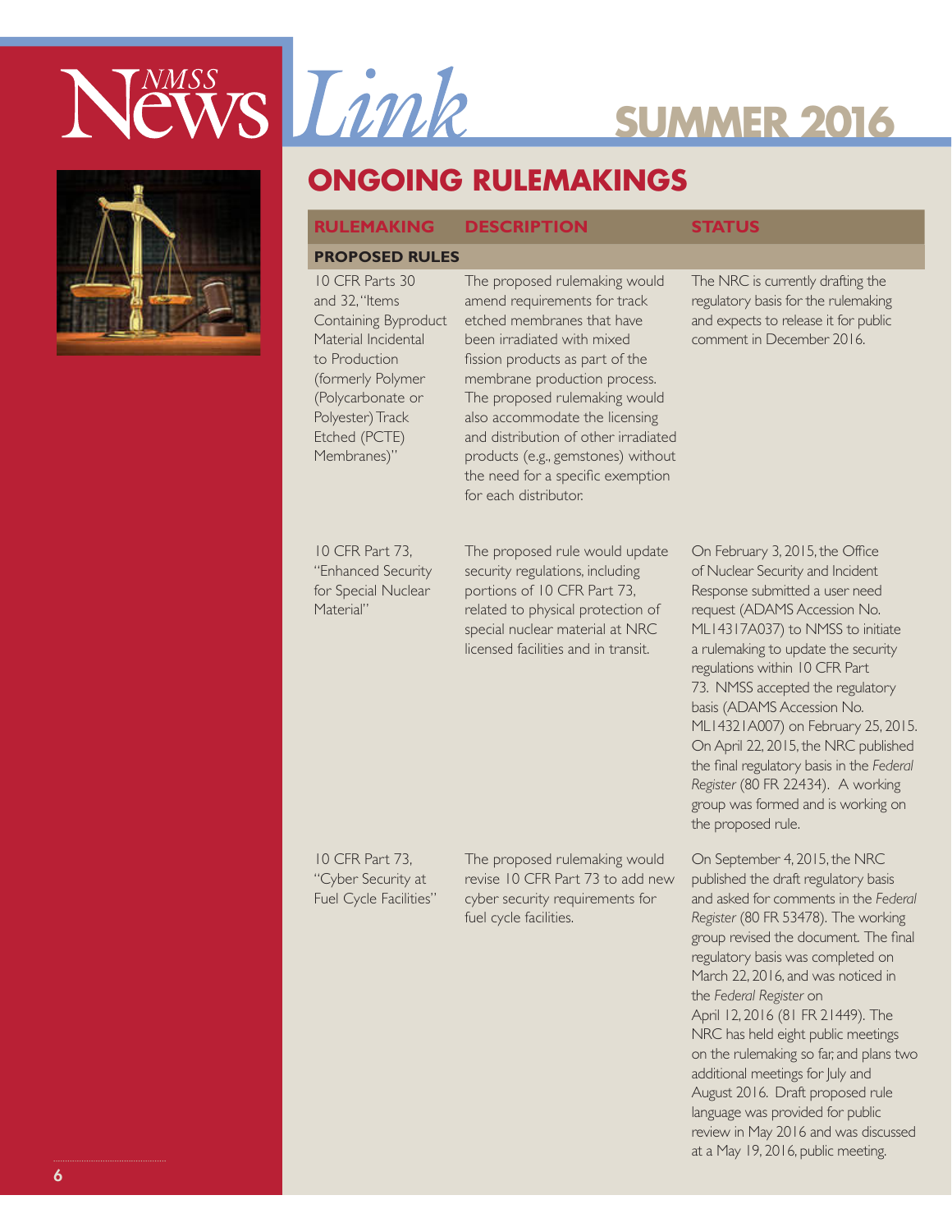# NMSS News Link

## SUMMER 2016

## ONGOING RULEMAKINGS

| RULEMAKING | DESCRIPTION | STATUS |
|---|---|---|
| **PROPOSED RULES** | | |
| 10 CFR Parts 30 and 32, "Items Containing Byproduct Material Incidental to Production (formerly Polymer (Polycarbonate or Polyester) Track Etched (PCTE) Membranes)" | The proposed rulemaking would amend requirements for track etched membranes that have been irradiated with mixed fission products as part of the membrane production process. The proposed rulemaking would also accommodate the licensing and distribution of other irradiated products (e.g., gemstones) without the need for a specific exemption for each distributor. | The NRC is currently drafting the regulatory basis for the rulemaking and expects to release it for public comment in December 2016. |
| 10 CFR Part 73, "Enhanced Security for Special Nuclear Material" | The proposed rule would update security regulations, including portions of 10 CFR Part 73, related to physical protection of special nuclear material at NRC licensed facilities and in transit. | On February 3, 2015, the Office of Nuclear Security and Incident Response submitted a user need request (ADAMS Accession No. ML14317A037) to NMSS to initiate a rulemaking to update the security regulations within 10 CFR Part 73. NMSS accepted the regulatory basis (ADAMS Accession No. ML14321A007) on February 25, 2015. On April 22, 2015, the NRC published the final regulatory basis in the *Federal Register* (80 FR 22434). A working group was formed and is working on the proposed rule. |
| 10 CFR Part 73, "Cyber Security at Fuel Cycle Facilities" | The proposed rulemaking would revise 10 CFR Part 73 to add new cyber security requirements for fuel cycle facilities. | On September 4, 2015, the NRC published the draft regulatory basis and asked for comments in the *Federal Register* (80 FR 53478). The working group revised the document. The final regulatory basis was completed on March 22, 2016, and was noticed in the *Federal Register* on April 12, 2016 (81 FR 21449). The NRC has held eight public meetings on the rulemaking so far, and plans two additional meetings for July and August 2016. Draft proposed rule language was provided for public review in May 2016 and was discussed at a May 19, 2016, public meeting. |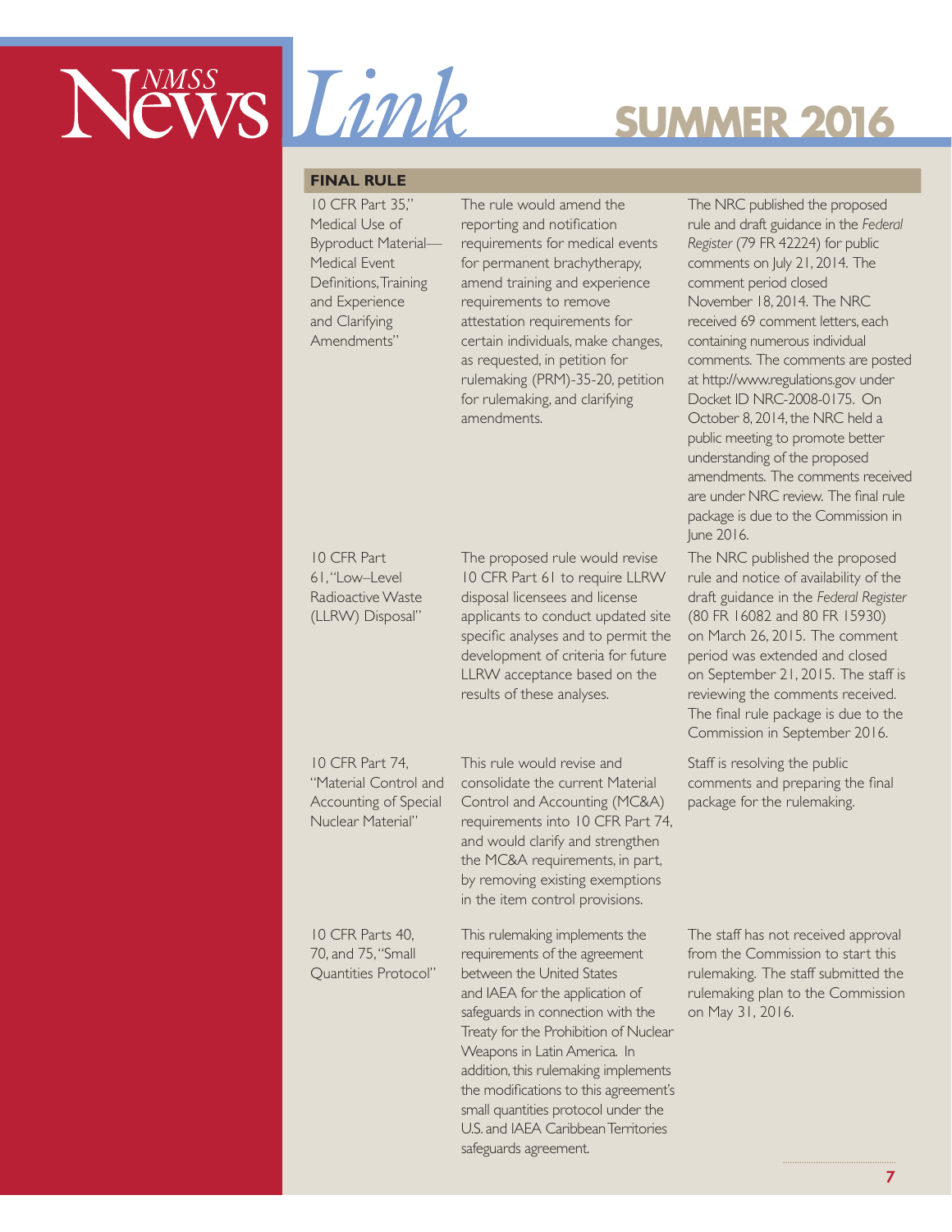## FINAL RULE

| | | |
|---|---|---|
| 10 CFR Part 35," Medical Use of Byproduct Material—Medical Event Definitions, Training and Experience and Clarifying Amendments" | The rule would amend the reporting and notification requirements for medical events for permanent brachytherapy, amend training and experience requirements to remove attestation requirements for certain individuals, make changes, as requested, in petition for rulemaking (PRM)-35-20, petition for rulemaking, and clarifying amendments. | The NRC published the proposed rule and draft guidance in the *Federal Register* (79 FR 42224) for public comments on July 21, 2014. The comment period closed November 18, 2014. The NRC received 69 comment letters, each containing numerous individual comments. The comments are posted at http://www.regulations.gov under Docket ID NRC-2008-0175. On October 8, 2014, the NRC held a public meeting to promote better understanding of the proposed amendments. The comments received are under NRC review. The final rule package is due to the Commission in June 2016. |
| 10 CFR Part 61, "Low–Level Radioactive Waste (LLRW) Disposal" | The proposed rule would revise 10 CFR Part 61 to require LLRW disposal licensees and license applicants to conduct updated site specific analyses and to permit the development of criteria for future LLRW acceptance based on the results of these analyses. | The NRC published the proposed rule and notice of availability of the draft guidance in the *Federal Register* (80 FR 16082 and 80 FR 15930) on March 26, 2015. The comment period was extended and closed on September 21, 2015. The staff is reviewing the comments received. The final rule package is due to the Commission in September 2016. |
| 10 CFR Part 74, "Material Control and Accounting of Special Nuclear Material" | This rule would revise and consolidate the current Material Control and Accounting (MC&A) requirements into 10 CFR Part 74, and would clarify and strengthen the MC&A requirements, in part, by removing existing exemptions in the item control provisions. | Staff is resolving the public comments and preparing the final package for the rulemaking. |
| 10 CFR Parts 40, 70, and 75, "Small Quantities Protocol" | This rulemaking implements the requirements of the agreement between the United States and IAEA for the application of safeguards in connection with the Treaty for the Prohibition of Nuclear Weapons in Latin America. In addition, this rulemaking implements the modifications to this agreement's small quantities protocol under the U.S. and IAEA Caribbean Territories safeguards agreement. | The staff has not received approval from the Commission to start this rulemaking. The staff submitted the rulemaking plan to the Commission on May 31, 2016. |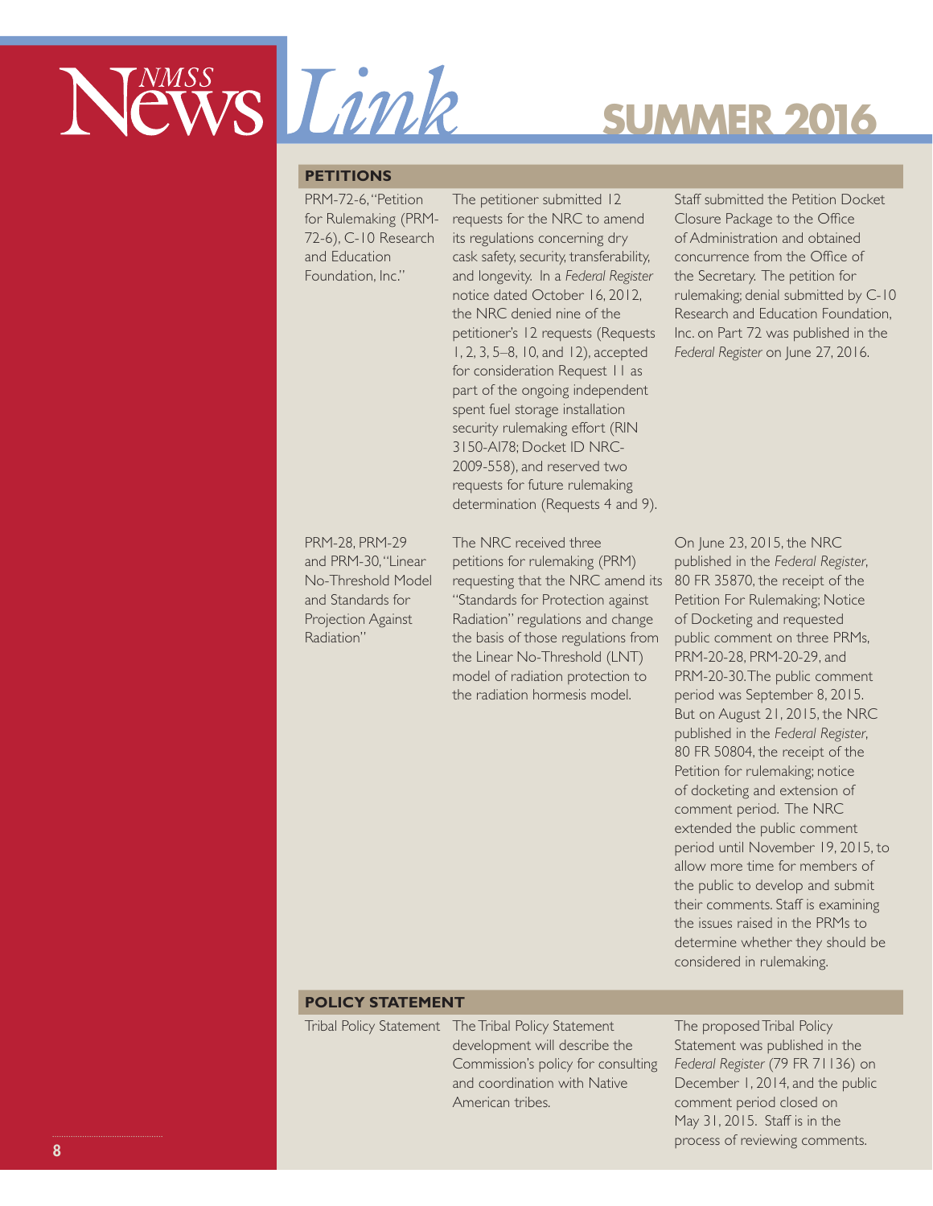## PETITIONS

| | | |
|---|---|---|
| PRM-72-6, "Petition for Rulemaking (PRM-72-6), C-10 Research and Education Foundation, Inc." | The petitioner submitted 12 requests for the NRC to amend its regulations concerning dry cask safety, security, transferability, and longevity. In a *Federal Register* notice dated October 16, 2012, the NRC denied nine of the petitioner's 12 requests (Requests 1, 2, 3, 5–8, 10, and 12), accepted for consideration Request 11 as part of the ongoing independent spent fuel storage installation security rulemaking effort (RIN 3150-AI78; Docket ID NRC-2009-558), and reserved two requests for future rulemaking determination (Requests 4 and 9). | Staff submitted the Petition Docket Closure Package to the Office of Administration and obtained concurrence from the Office of the Secretary. The petition for rulemaking; denial submitted by C-10 Research and Education Foundation, Inc. on Part 72 was published in the *Federal Register* on June 27, 2016. |
| PRM-28, PRM-29 and PRM-30, "Linear No-Threshold Model and Standards for Projection Against Radiation" | The NRC received three petitions for rulemaking (PRM) requesting that the NRC amend its "Standards for Protection against Radiation" regulations and change the basis of those regulations from the Linear No-Threshold (LNT) model of radiation protection to the radiation hormesis model. | On June 23, 2015, the NRC published in the *Federal Register*, 80 FR 35870, the receipt of the Petition For Rulemaking; Notice of Docketing and requested public comment on three PRMs, PRM-20-28, PRM-20-29, and PRM-20-30. The public comment period was September 8, 2015. But on August 21, 2015, the NRC published in the *Federal Register*, 80 FR 50804, the receipt of the Petition for rulemaking; notice of docketing and extension of comment period. The NRC extended the public comment period until November 19, 2015, to allow more time for members of the public to develop and submit their comments. Staff is examining the issues raised in the PRMs to determine whether they should be considered in rulemaking. |

## POLICY STATEMENT

| | | |
|---|---|---|
| Tribal Policy Statement | The Tribal Policy Statement development will describe the Commission's policy for consulting and coordination with Native American tribes. | The proposed Tribal Policy Statement was published in the *Federal Register* (79 FR 71136) on December 1, 2014, and the public comment period closed on May 31, 2015. Staff is in the process of reviewing comments. |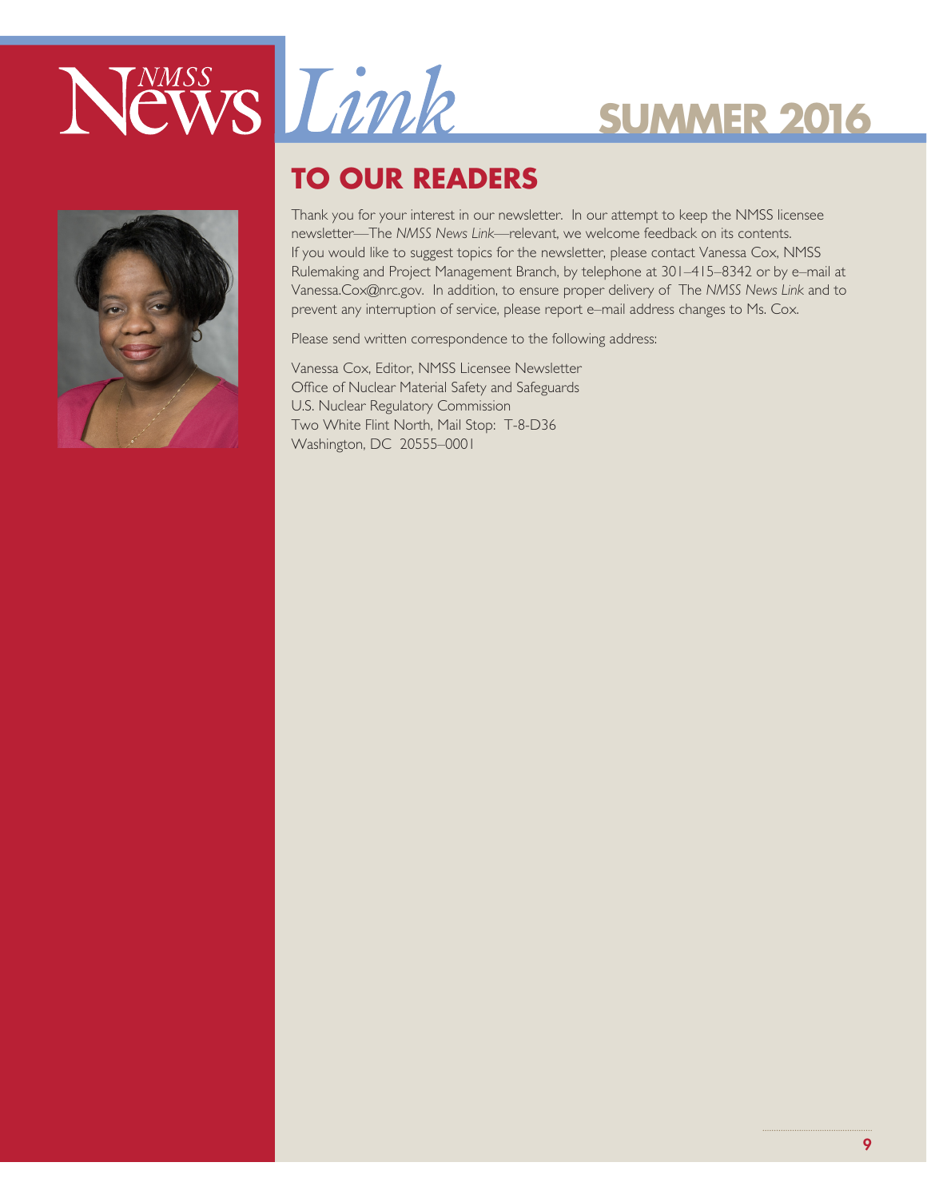# NMSS News Link

## SUMMER 2016

## TO OUR READERS

Thank you for your interest in our newsletter. In our attempt to keep the NMSS licensee newsletter—The *NMSS News Link*—relevant, we welcome feedback on its contents. If you would like to suggest topics for the newsletter, please contact Vanessa Cox, NMSS Rulemaking and Project Management Branch, by telephone at 301–415–8342 or by e–mail at Vanessa.Cox@nrc.gov. In addition, to ensure proper delivery of The *NMSS News Link* and to prevent any interruption of service, please report e–mail address changes to Ms. Cox.

Please send written correspondence to the following address:

Vanessa Cox, Editor, NMSS Licensee Newsletter
Office of Nuclear Material Safety and Safeguards
U.S. Nuclear Regulatory Commission
Two White Flint North, Mail Stop: T-8-D36
Washington, DC 20555–0001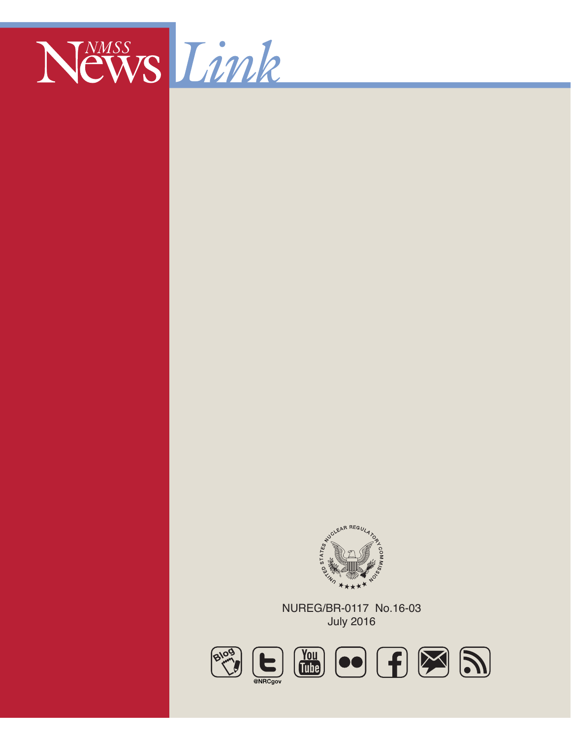# NMSS News Link

UNITED STATES NUCLEAR REGULATORY COMMISSION

NUREG/BR-0117 No.16-03
July 2016

Blog

@NRCgov

You Tube